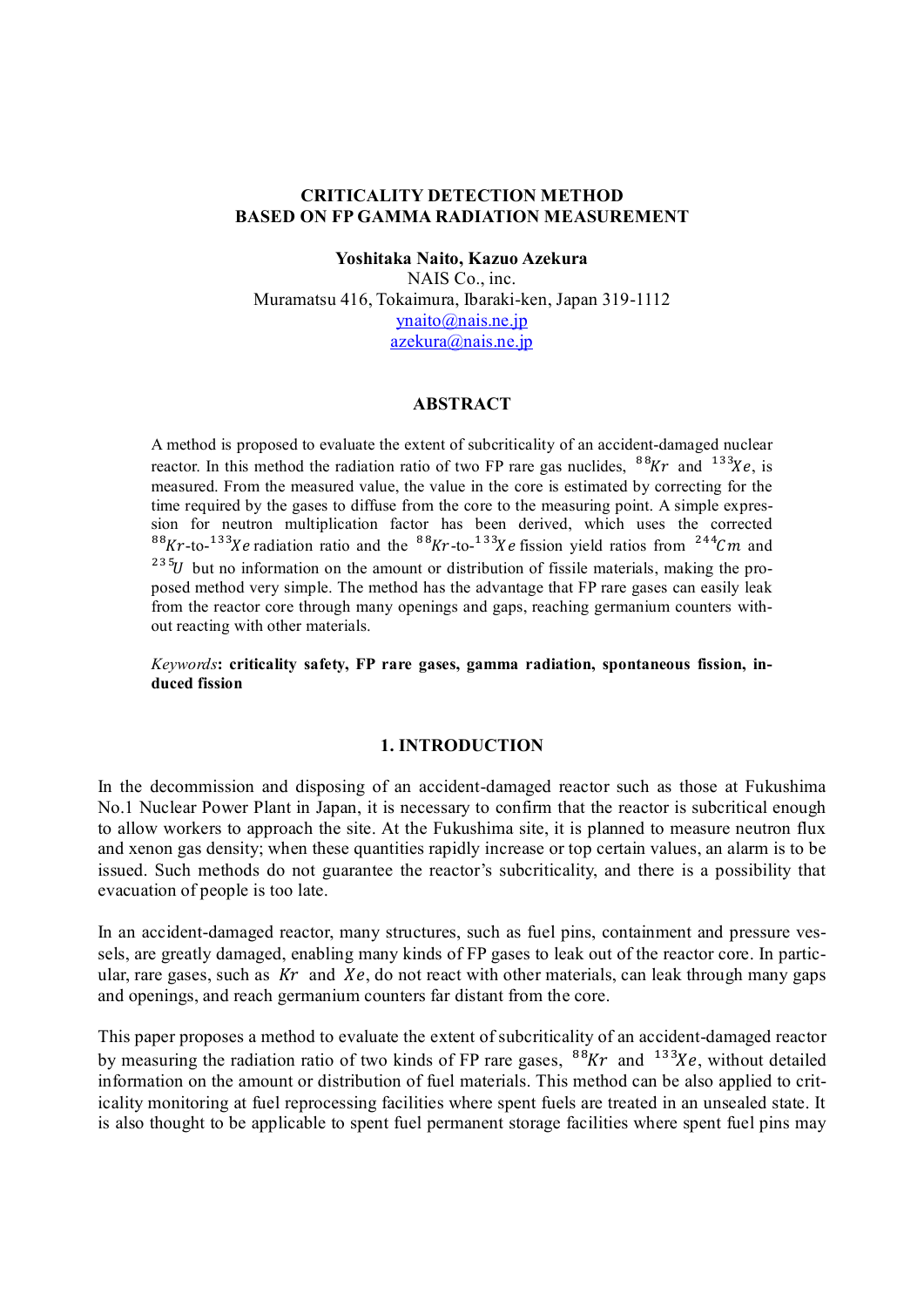# CRITICALITY DETECTION METHOD BASED ON FP GAMMA RADIATION MEASUREMENT

**Yoshitaka Naito, Kazuo Azekura**

NAIS Co., inc.
Muramatsu 416, Tokaimura, Ibaraki-ken, Japan 319-1112
ynaito@nais.ne.jp
azekura@nais.ne.jp

## ABSTRACT

A method is proposed to evaluate the extent of subcriticality of an accident-damaged nuclear reactor. In this method the radiation ratio of two FP rare gas nuclides, $^{88}Kr$ and $^{133}Xe$, is measured. From the measured value, the value in the core is estimated by correcting for the time required by the gases to diffuse from the core to the measuring point. A simple expression for neutron multiplication factor has been derived, which uses the corrected $^{88}Kr$-to-$^{133}Xe$ radiation ratio and the $^{88}Kr$-to-$^{133}Xe$ fission yield ratios from $^{244}Cm$ and $^{235}U$ but no information on the amount or distribution of fissile materials, making the proposed method very simple. The method has the advantage that FP rare gases can easily leak from the reactor core through many openings and gaps, reaching germanium counters without reacting with other materials.

*Keywords*: **criticality safety, FP rare gases, gamma radiation, spontaneous fission, induced fission**

## 1. INTRODUCTION

In the decommission and disposing of an accident-damaged reactor such as those at Fukushima No.1 Nuclear Power Plant in Japan, it is necessary to confirm that the reactor is subcritical enough to allow workers to approach the site. At the Fukushima site, it is planned to measure neutron flux and xenon gas density; when these quantities rapidly increase or top certain values, an alarm is to be issued. Such methods do not guarantee the reactor's subcriticality, and there is a possibility that evacuation of people is too late.

In an accident-damaged reactor, many structures, such as fuel pins, containment and pressure vessels, are greatly damaged, enabling many kinds of FP gases to leak out of the reactor core. In particular, rare gases, such as $Kr$ and $Xe$, do not react with other materials, can leak through many gaps and openings, and reach germanium counters far distant from the core.

This paper proposes a method to evaluate the extent of subcriticality of an accident-damaged reactor by measuring the radiation ratio of two kinds of FP rare gases, $^{88}Kr$ and $^{133}Xe$, without detailed information on the amount or distribution of fuel materials. This method can be also applied to criticality monitoring at fuel reprocessing facilities where spent fuels are treated in an unsealed state. It is also thought to be applicable to spent fuel permanent storage facilities where spent fuel pins may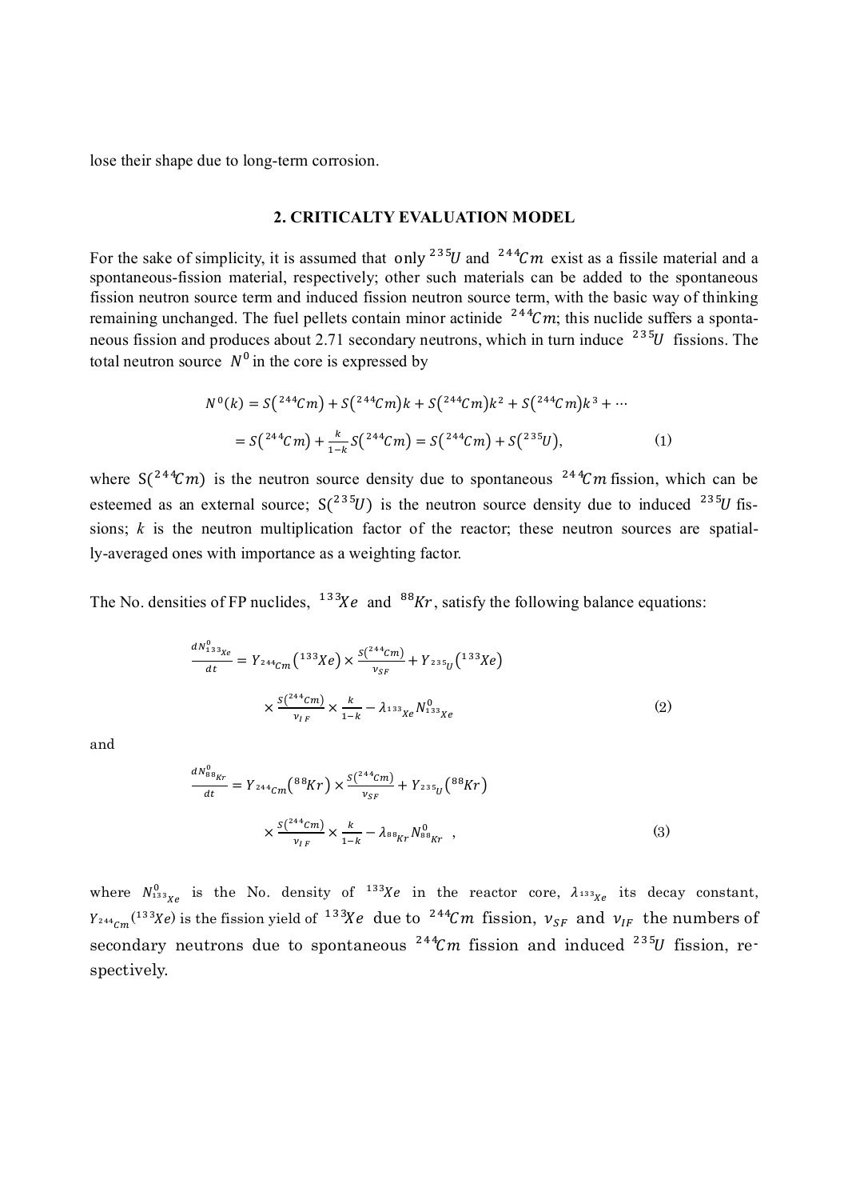lose their shape due to long-term corrosion.

## 2. CRITICALTY EVALUATION MODEL

For the sake of simplicity, it is assumed that only $^{235}U$ and $^{244}Cm$ exist as a fissile material and a spontaneous-fission material, respectively; other such materials can be added to the spontaneous fission neutron source term and induced fission neutron source term, with the basic way of thinking remaining unchanged. The fuel pellets contain minor actinide $^{244}Cm$; this nuclide suffers a spontaneous fission and produces about 2.71 secondary neutrons, which in turn induce $^{235}U$ fissions. The total neutron source $N^0$ in the core is expressed by

$$N^0(k) = S(^{244}Cm) + S(^{244}Cm)k + S(^{244}Cm)k^2 + S(^{244}Cm)k^3 + \cdots$$
$$= S(^{244}Cm) + \frac{k}{1-k}S(^{244}Cm) = S(^{244}Cm) + S(^{235}U), \tag{1}$$

where $S(^{244}Cm)$ is the neutron source density due to spontaneous $^{244}Cm$ fission, which can be esteemed as an external source; $S(^{235}U)$ is the neutron source density due to induced $^{235}U$ fissions; $k$ is the neutron multiplication factor of the reactor; these neutron sources are spatially-averaged ones with importance as a weighting factor.

The No. densities of FP nuclides, $^{133}Xe$ and $^{88}Kr$, satisfy the following balance equations:

$$\frac{dN^0_{^{133}Xe}}{dt} = Y_{^{244}Cm}(^{133}Xe) \times \frac{S(^{244}Cm)}{\nu_{SF}} + Y_{^{235}U}(^{133}Xe) \times \frac{S(^{244}Cm)}{\nu_{IF}} \times \frac{k}{1-k} - \lambda_{^{133}Xe} N^0_{^{133}Xe} \tag{2}$$

and

$$\frac{dN^0_{^{88}Kr}}{dt} = Y_{^{244}Cm}(^{88}Kr) \times \frac{S(^{244}Cm)}{\nu_{SF}} + Y_{^{235}U}(^{88}Kr) \times \frac{S(^{244}Cm)}{\nu_{IF}} \times \frac{k}{1-k} - \lambda_{^{88}Kr} N^0_{^{88}Kr} \ , \tag{3}$$

where $N^0_{^{133}Xe}$ is the No. density of $^{133}Xe$ in the reactor core, $\lambda_{^{133}Xe}$ its decay constant, $Y_{^{244}Cm}(^{133}Xe)$ is the fission yield of $^{133}Xe$ due to $^{244}Cm$ fission, $\nu_{SF}$ and $\nu_{IF}$ the numbers of secondary neutrons due to spontaneous $^{244}Cm$ fission and induced $^{235}U$ fission, respectively.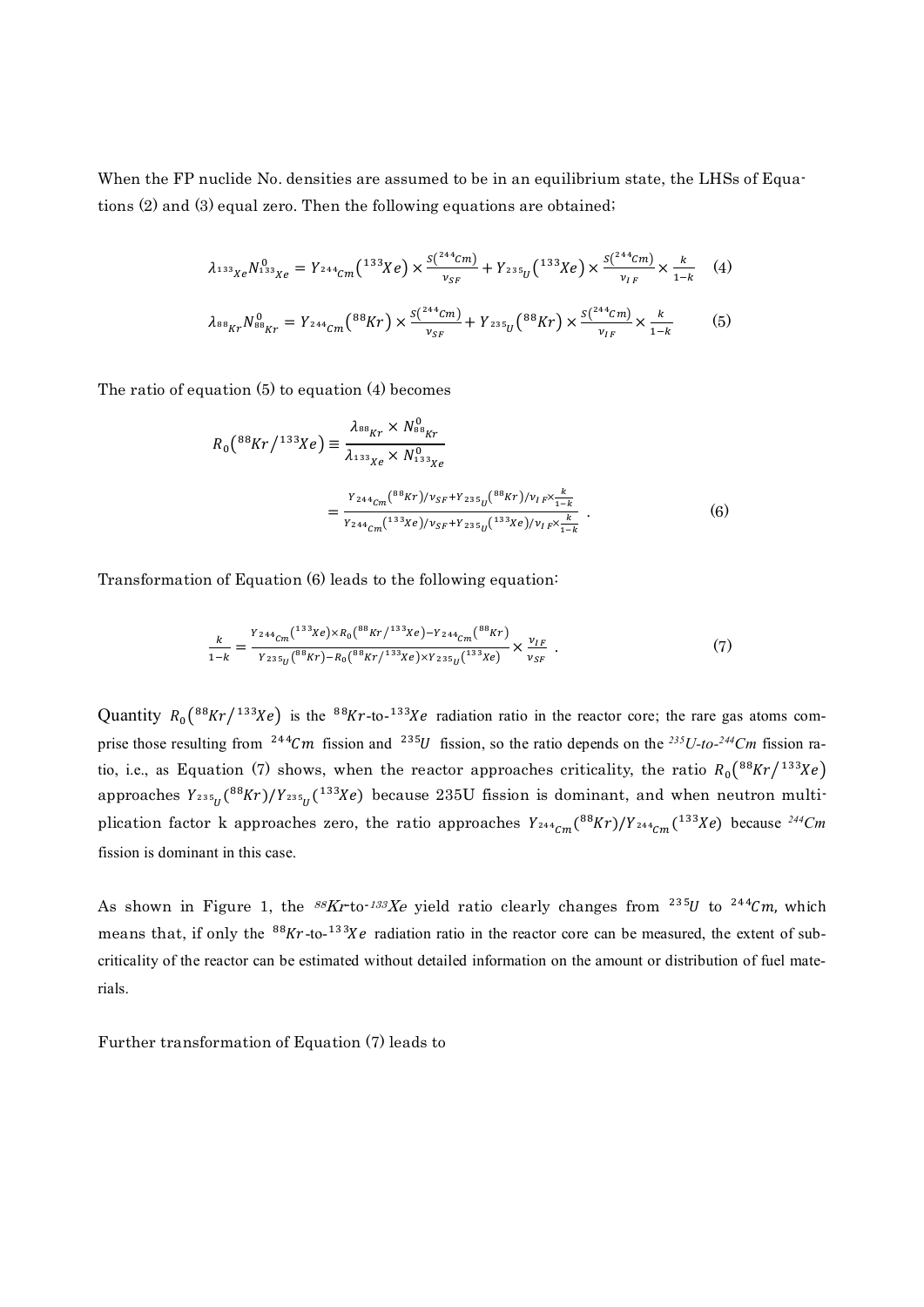When the FP nuclide No. densities are assumed to be in an equilibrium state, the LHSs of Equations (2) and (3) equal zero. Then the following equations are obtained;

$$\lambda_{^{133}Xe} N^0_{^{133}Xe} = Y_{^{244}Cm}(^{133}Xe) \times \frac{S(^{244}Cm)}{\nu_{SF}} + Y_{^{235}U}(^{133}Xe) \times \frac{S(^{244}Cm)}{\nu_{IF}} \times \frac{k}{1-k} \quad (4)$$

$$\lambda_{^{88}Kr} N^0_{^{88}Kr} = Y_{^{244}Cm}(^{88}Kr) \times \frac{S(^{244}Cm)}{\nu_{SF}} + Y_{^{235}U}(^{88}Kr) \times \frac{S(^{244}Cm)}{\nu_{IF}} \times \frac{k}{1-k} \quad (5)$$

The ratio of equation (5) to equation (4) becomes

$$R_0(^{88}Kr/^{133}Xe) \equiv \frac{\lambda_{^{88}Kr} \times N^0_{^{88}Kr}}{\lambda_{^{133}Xe} \times N^0_{^{133}Xe}}$$

$$= \frac{Y_{^{244}Cm}(^{88}Kr)/\nu_{SF} + Y_{^{235}U}(^{88}Kr)/\nu_{IF} \times \frac{k}{1-k}}{Y_{^{244}Cm}(^{133}Xe)/\nu_{SF} + Y_{^{235}U}(^{133}Xe)/\nu_{IF} \times \frac{k}{1-k}} \ . \quad (6)$$

Transformation of Equation (6) leads to the following equation:

$$\frac{k}{1-k} = \frac{Y_{^{244}Cm}(^{133}Xe) \times R_0(^{88}Kr/^{133}Xe) - Y_{^{244}Cm}(^{88}Kr)}{Y_{^{235}U}(^{88}Kr) - R_0(^{88}Kr/^{133}Xe) \times Y_{^{235}U}(^{133}Xe)} \times \frac{\nu_{IF}}{\nu_{SF}} \ . \quad (7)$$

Quantity $R_0(^{88}Kr/^{133}Xe)$ is the $^{88}Kr$-to-$^{133}Xe$ radiation ratio in the reactor core; the rare gas atoms comprise those resulting from $^{244}Cm$ fission and $^{235}U$ fission, so the ratio depends on the *$^{235}U$-to-$^{244}Cm$* fission ratio, i.e., as Equation (7) shows, when the reactor approaches criticality, the ratio $R_0(^{88}Kr/^{133}Xe)$ approaches $Y_{^{235}U}(^{88}Kr)/Y_{^{235}U}(^{133}Xe)$ because 235U fission is dominant, and when neutron multiplication factor k approaches zero, the ratio approaches $Y_{^{244}Cm}(^{88}Kr)/Y_{^{244}Cm}(^{133}Xe)$ because *$^{244}Cm$* fission is dominant in this case.

As shown in Figure 1, the *$^{88}Kr$*-to-*$^{133}Xe$* yield ratio clearly changes from $^{235}U$ to $^{244}Cm$, which means that, if only the $^{88}Kr$-to-$^{133}Xe$ radiation ratio in the reactor core can be measured, the extent of subcriticality of the reactor can be estimated without detailed information on the amount or distribution of fuel materials.

Further transformation of Equation (7) leads to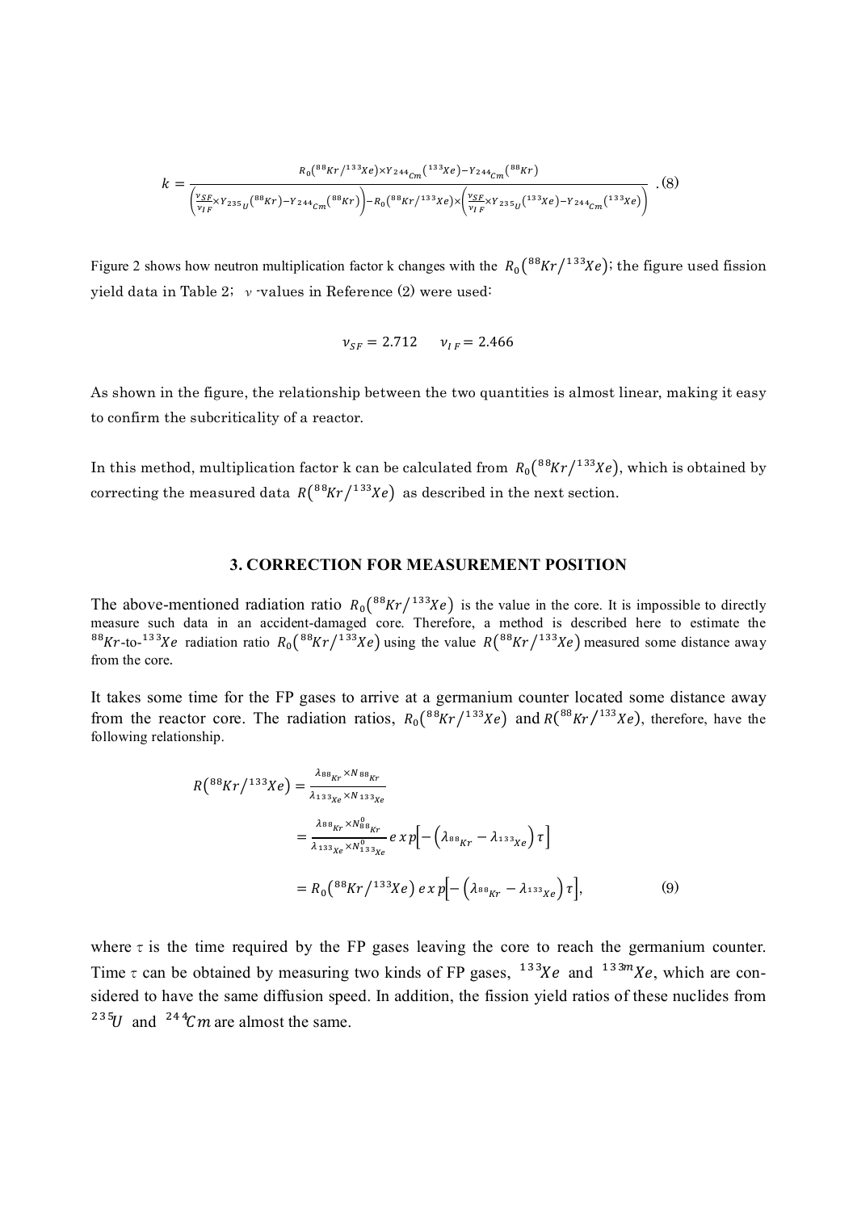$$k = \frac{R_0\left({}^{88}Kr/{}^{133}Xe\right)\times Y_{{}^{244}Cm}\left({}^{133}Xe\right) - Y_{{}^{244}Cm}\left({}^{88}Kr\right)}{\left(\frac{\nu_{SF}}{\nu_{IF}}\times Y_{{}^{235}U}\left({}^{88}Kr\right) - Y_{{}^{244}Cm}\left({}^{88}Kr\right)\right) - R_0\left({}^{88}Kr/{}^{133}Xe\right)\times\left(\frac{\nu_{SF}}{\nu_{IF}}\times Y_{{}^{235}U}\left({}^{133}Xe\right) - Y_{{}^{244}Cm}\left({}^{133}Xe\right)\right)} \quad (8)$$

Figure 2 shows how neutron multiplication factor k changes with the $R_0\left({}^{88}Kr/{}^{133}Xe\right)$; the figure used fission yield data in Table 2; $\nu$ -values in Reference (2) were used:

$$\nu_{SF} = 2.712 \qquad \nu_{IF} = 2.466$$

As shown in the figure, the relationship between the two quantities is almost linear, making it easy to confirm the subcriticality of a reactor.

In this method, multiplication factor k can be calculated from $R_0\left({}^{88}Kr/{}^{133}Xe\right)$, which is obtained by correcting the measured data $R\left({}^{88}Kr/{}^{133}Xe\right)$ as described in the next section.

## 3. CORRECTION FOR MEASUREMENT POSITION

The above-mentioned radiation ratio $R_0\left({}^{88}Kr/{}^{133}Xe\right)$ is the value in the core. It is impossible to directly measure such data in an accident-damaged core. Therefore, a method is described here to estimate the ${}^{88}Kr$-to-${}^{133}Xe$ radiation ratio $R_0\left({}^{88}Kr/{}^{133}Xe\right)$ using the value $R\left({}^{88}Kr/{}^{133}Xe\right)$ measured some distance away from the core.

It takes some time for the FP gases to arrive at a germanium counter located some distance away from the reactor core. The radiation ratios, $R_0\left({}^{88}Kr/{}^{133}Xe\right)$ and $R\left({}^{88}Kr/{}^{133}Xe\right)$, therefore, have the following relationship.

$$\begin{aligned}
R\left({}^{88}Kr/{}^{133}Xe\right) &= \frac{\lambda_{{}^{88}Kr}\times N_{{}^{88}Kr}}{\lambda_{{}^{133}Xe}\times N_{{}^{133}Xe}} \\
&= \frac{\lambda_{{}^{88}Kr}\times N^0_{{}^{88}Kr}}{\lambda_{{}^{133}Xe}\times N^0_{{}^{133}Xe}}\, exp\left[-\left(\lambda_{{}^{88}Kr} - \lambda_{{}^{133}Xe}\right)\tau\right] \\
&= R_0\left({}^{88}Kr/{}^{133}Xe\right) exp\left[-\left(\lambda_{{}^{88}Kr} - \lambda_{{}^{133}Xe}\right)\tau\right], \qquad (9)
\end{aligned}$$

where $\tau$ is the time required by the FP gases leaving the core to reach the germanium counter. Time $\tau$ can be obtained by measuring two kinds of FP gases, ${}^{133}Xe$ and ${}^{133m}Xe$, which are considered to have the same diffusion speed. In addition, the fission yield ratios of these nuclides from ${}^{235}U$ and ${}^{244}Cm$ are almost the same.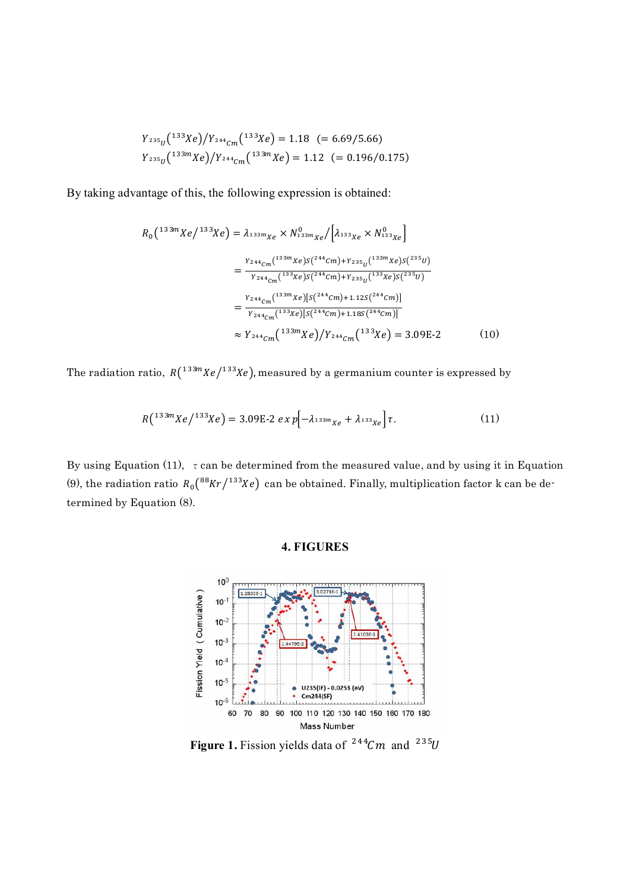$$Y_{^{235}U}(^{133}Xe)/Y_{^{244}Cm}(^{133}Xe) = 1.18 \quad (= 6.69/5.66)$$
$$Y_{^{235}U}(^{133m}Xe)/Y_{^{244}Cm}(^{133m}Xe) = 1.12 \quad (= 0.196/0.175)$$

By taking advantage of this, the following expression is obtained:

$$
\begin{aligned}
R_0(^{133m}Xe/^{133}Xe) &= \lambda_{^{133m}Xe} \times N^0_{^{133m}Xe} / \left[\lambda_{^{133}Xe} \times N^0_{^{133}Xe}\right] \\
&= \frac{Y_{^{244}Cm}(^{133m}Xe)s(^{244}Cm) + Y_{^{235}U}(^{133m}Xe)s(^{235}U)}{Y_{^{244}Cm}(^{133}Xe)s(^{244}Cm) + Y_{^{235}U}(^{133}Xe)s(^{235}U)} \\
&= \frac{Y_{^{244}Cm}(^{133m}Xe)[s(^{244}Cm) + 1.12s(^{244}Cm)]}{Y_{^{244}Cm}(^{133}Xe)[s(^{244}Cm) + 1.18s(^{244}Cm)]} \\
&\approx Y_{^{244}Cm}(^{133m}Xe)/Y_{^{244}Cm}(^{133}Xe) = 3.09\text{E-}2 \qquad (10)
\end{aligned}
$$

The radiation ratio, $R(^{133m}Xe/^{133}Xe)$, measured by a germanium counter is expressed by

$$R(^{133m}Xe/^{133}Xe) = 3.09\text{E-}2\ exp\left[-\lambda_{^{133m}Xe} + \lambda_{^{133}Xe}\right]\tau. \qquad (11)$$

By using Equation (11), $\tau$ can be determined from the measured value, and by using it in Equation (9), the radiation ratio $R_0(^{88}Kr/^{133}Xe)$ can be obtained. Finally, multiplication factor k can be determined by Equation (8).

## 4. FIGURES

**Figure 1.** Fission yields data of $^{244}Cm$ and $^{235}U$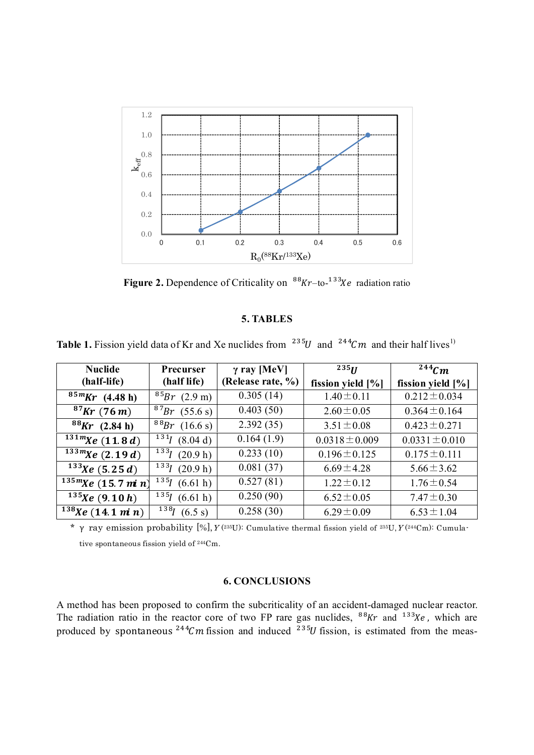**Figure 2.** Dependence of Criticality on $^{88}Kr$–to-$^{133}Xe$ radiation ratio

## 5. TABLES

**Table 1.** Fission yield data of Kr and Xe nuclides from $^{235}U$ and $^{244}Cm$ and their half lives[1)]

| Nuclide (half-life) | Precurser (half life) | γ ray [MeV] (Release rate, %) | $^{235}U$ fission yield [%] | $^{244}Cm$ fission yield [%] |
|---|---|---|---|---|
| $^{85m}Kr$ (4.48 h) | $^{85}Br$ (2.9 m) | 0.305 (14) | 1.40±0.11 | 0.212±0.034 |
| $^{87}Kr$ (76 m) | $^{87}Br$ (55.6 s) | 0.403 (50) | 2.60±0.05 | 0.364±0.164 |
| $^{88}Kr$ (2.84 h) | $^{88}Br$ (16.6 s) | 2.392 (35) | 3.51±0.08 | 0.423±0.271 |
| $^{131m}Xe$ (11.8 d) | $^{131}I$ (8.04 d) | 0.164 (1.9) | 0.0318±0.009 | 0.0331±0.010 |
| $^{133m}Xe$ (2.19 d) | $^{133}I$ (20.9 h) | 0.233 (10) | 0.196±0.125 | 0.175±0.111 |
| $^{133}Xe$ (5.25 d) | $^{133}I$ (20.9 h) | 0.081 (37) | 6.69±4.28 | 5.66±3.62 |
| $^{135m}Xe$ (15.7 min) | $^{135}I$ (6.61 h) | 0.527 (81) | 1.22±0.12 | 1.76±0.54 |
| $^{135}Xe$ (9.10 h) | $^{135}I$ (6.61 h) | 0.250 (90) | 6.52±0.05 | 7.47±0.30 |
| $^{138}Xe$ (14.1 min) | $^{138}I$ (6.5 s) | 0.258 (30) | 6.29±0.09 | 6.53±1.04 |

\* γ ray emission probability [%], $Y$($^{235}$U): Cumulative thermal fission yield of $^{235}$U, $Y$($^{244}$Cm): Cumulative spontaneous fission yield of $^{244}$Cm.

## 6. CONCLUSIONS

A method has been proposed to confirm the subcriticality of an accident-damaged nuclear reactor. The radiation ratio in the reactor core of two FP rare gas nuclides, $^{88}Kr$ and $^{133}Xe$, which are produced by spontaneous $^{244}Cm$ fission and induced $^{235}U$ fission, is estimated from the meas-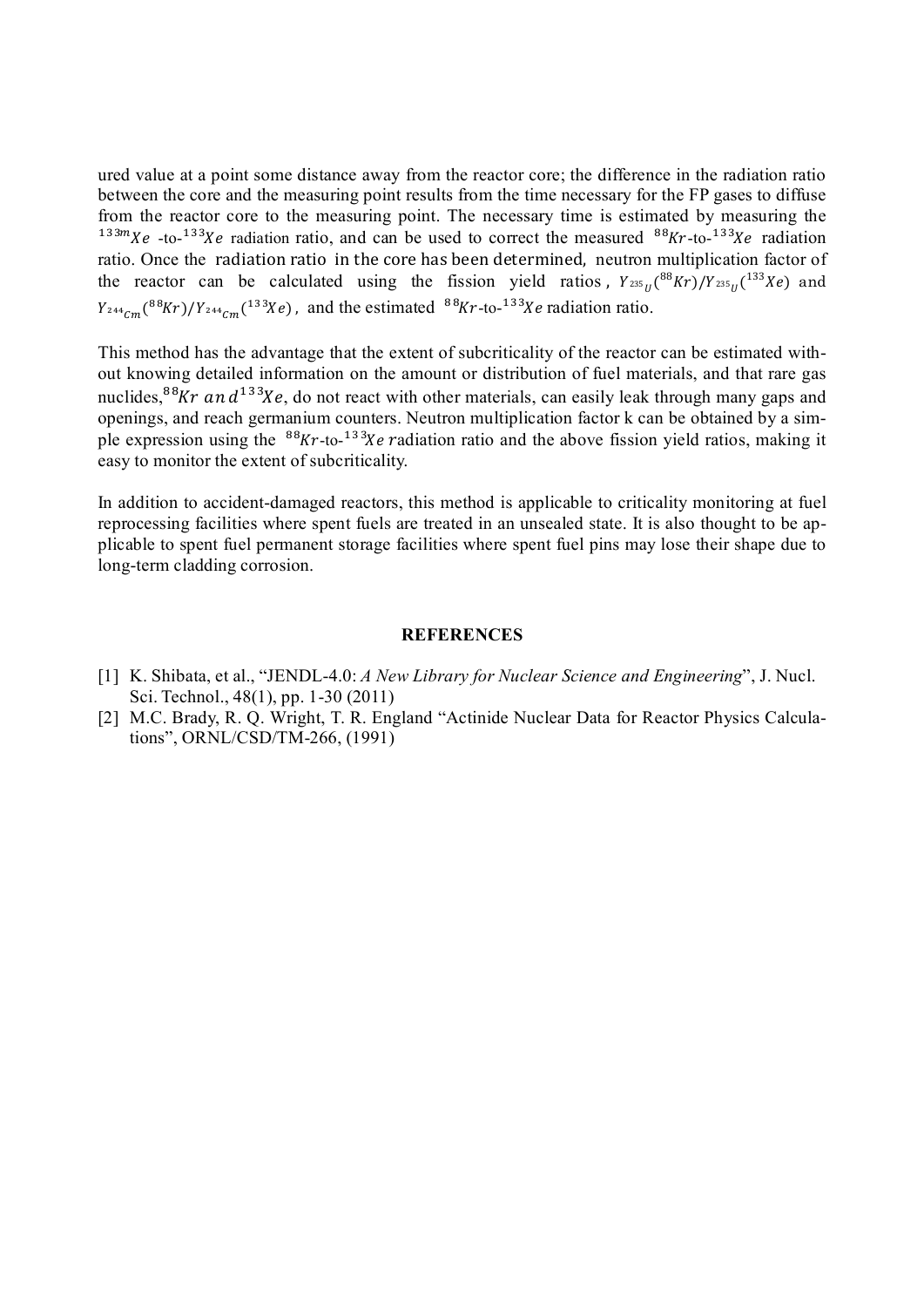ured value at a point some distance away from the reactor core; the difference in the radiation ratio between the core and the measuring point results from the time necessary for the FP gases to diffuse from the reactor core to the measuring point. The necessary time is estimated by measuring the $^{133m}Xe$ -to-$^{133}Xe$ radiation ratio, and can be used to correct the measured $^{88}Kr$-to-$^{133}Xe$ radiation ratio. Once the radiation ratio in the core has been determined, neutron multiplication factor of the reactor can be calculated using the fission yield ratios, $Y_{^{235}U}(^{88}Kr)/Y_{^{235}U}(^{133}Xe)$ and $Y_{^{244}Cm}(^{88}Kr)/Y_{^{244}Cm}(^{133}Xe)$, and the estimated $^{88}Kr$-to-$^{133}Xe$ radiation ratio.

This method has the advantage that the extent of subcriticality of the reactor can be estimated without knowing detailed information on the amount or distribution of fuel materials, and that rare gas nuclides, $^{88}Kr$ and $^{133}Xe$, do not react with other materials, can easily leak through many gaps and openings, and reach germanium counters. Neutron multiplication factor k can be obtained by a simple expression using the $^{88}Kr$-to-$^{133}Xe$ radiation ratio and the above fission yield ratios, making it easy to monitor the extent of subcriticality.

In addition to accident-damaged reactors, this method is applicable to criticality monitoring at fuel reprocessing facilities where spent fuels are treated in an unsealed state. It is also thought to be applicable to spent fuel permanent storage facilities where spent fuel pins may lose their shape due to long-term cladding corrosion.

## REFERENCES

[1] K. Shibata, et al., "JENDL-4.0: *A New Library for Nuclear Science and Engineering*", J. Nucl. Sci. Technol., 48(1), pp. 1-30 (2011)

[2] M.C. Brady, R. Q. Wright, T. R. England "Actinide Nuclear Data for Reactor Physics Calculations", ORNL/CSD/TM-266, (1991)